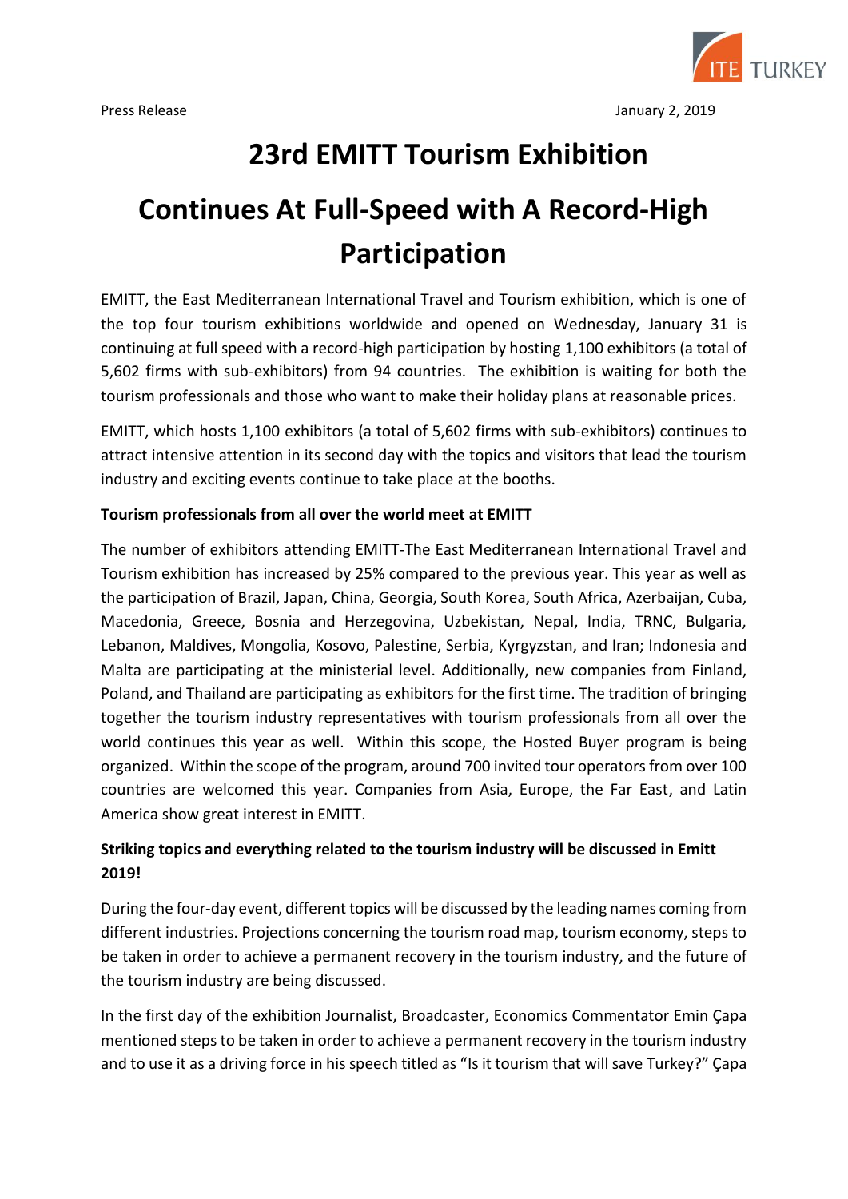Press Release January 2, 2019

# 23rd EMITT Tourism Exhibition

# Continues At Full-Speed with A Record-High Participation

EMITT, the East Mediterranean International Travel and Tourism exhibition, which is one of the top four tourism exhibitions worldwide and opened on Wednesday, January 31 is continuing at full speed with a record-high participation by hosting 1,100 exhibitors (a total of 5,602 firms with sub-exhibitors) from 94 countries. The exhibition is waiting for both the tourism professionals and those who want to make their holiday plans at reasonable prices.

EMITT, which hosts 1,100 exhibitors (a total of 5,602 firms with sub-exhibitors) continues to attract intensive attention in its second day with the topics and visitors that lead the tourism industry and exciting events continue to take place at the booths.

**Tourism professionals from all over the world meet at EMITT**

The number of exhibitors attending EMITT-The East Mediterranean International Travel and Tourism exhibition has increased by 25% compared to the previous year. This year as well as the participation of Brazil, Japan, China, Georgia, South Korea, South Africa, Azerbaijan, Cuba, Macedonia, Greece, Bosnia and Herzegovina, Uzbekistan, Nepal, India, TRNC, Bulgaria, Lebanon, Maldives, Mongolia, Kosovo, Palestine, Serbia, Kyrgyzstan, and Iran; Indonesia and Malta are participating at the ministerial level. Additionally, new companies from Finland, Poland, and Thailand are participating as exhibitors for the first time. The tradition of bringing together the tourism industry representatives with tourism professionals from all over the world continues this year as well. Within this scope, the Hosted Buyer program is being organized. Within the scope of the program, around 700 invited tour operators from over 100 countries are welcomed this year. Companies from Asia, Europe, the Far East, and Latin America show great interest in EMITT.

**Striking topics and everything related to the tourism industry will be discussed in Emitt 2019!**

During the four-day event, different topics will be discussed by the leading names coming from different industries. Projections concerning the tourism road map, tourism economy, steps to be taken in order to achieve a permanent recovery in the tourism industry, and the future of the tourism industry are being discussed.

In the first day of the exhibition Journalist, Broadcaster, Economics Commentator Emin Çapa mentioned steps to be taken in order to achieve a permanent recovery in the tourism industry and to use it as a driving force in his speech titled as "Is it tourism that will save Turkey?" Çapa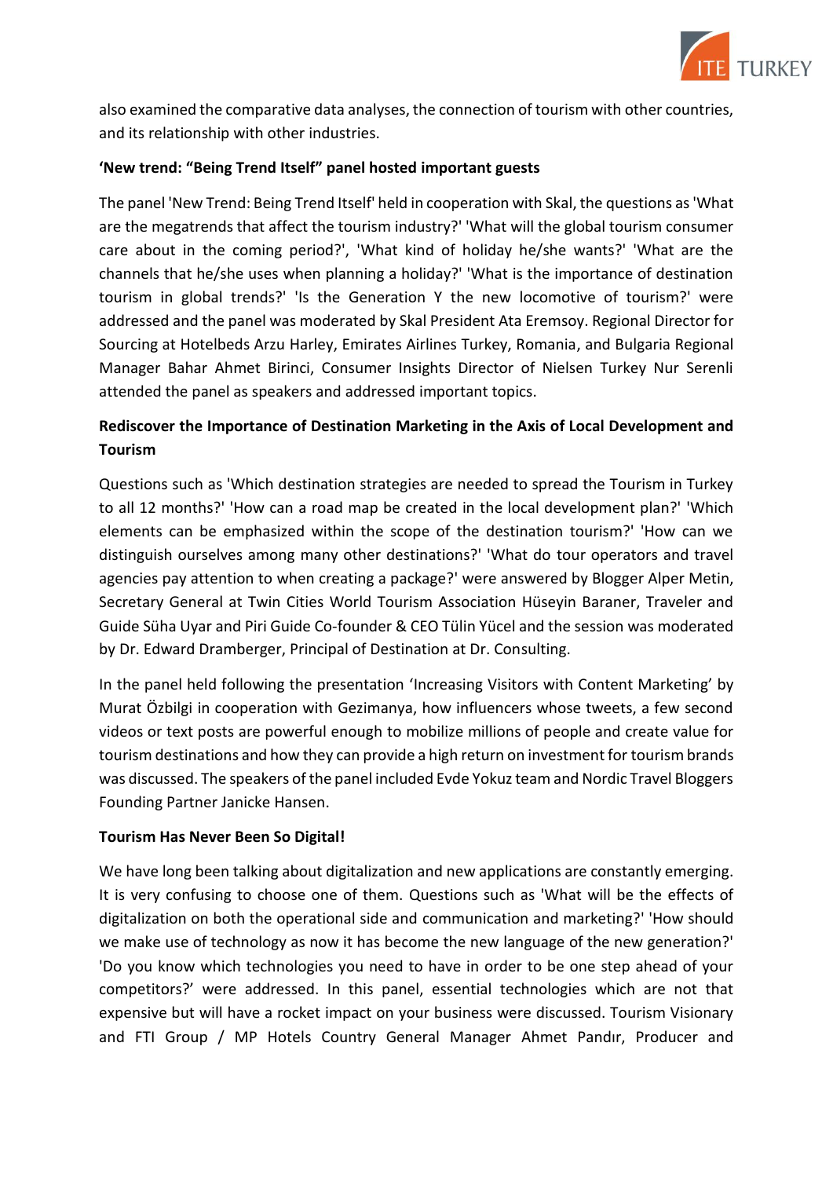also examined the comparative data analyses, the connection of tourism with other countries, and its relationship with other industries.

**'New trend: "Being Trend Itself" panel hosted important guests**

The panel 'New Trend: Being Trend Itself' held in cooperation with Skal, the questions as 'What are the megatrends that affect the tourism industry?' 'What will the global tourism consumer care about in the coming period?', 'What kind of holiday he/she wants?' 'What are the channels that he/she uses when planning a holiday?' 'What is the importance of destination tourism in global trends?' 'Is the Generation Y the new locomotive of tourism?' were addressed and the panel was moderated by Skal President Ata Eremsoy. Regional Director for Sourcing at Hotelbeds Arzu Harley, Emirates Airlines Turkey, Romania, and Bulgaria Regional Manager Bahar Ahmet Birinci, Consumer Insights Director of Nielsen Turkey Nur Serenli attended the panel as speakers and addressed important topics.

**Rediscover the Importance of Destination Marketing in the Axis of Local Development and Tourism**

Questions such as 'Which destination strategies are needed to spread the Tourism in Turkey to all 12 months?' 'How can a road map be created in the local development plan?' 'Which elements can be emphasized within the scope of the destination tourism?' 'How can we distinguish ourselves among many other destinations?' 'What do tour operators and travel agencies pay attention to when creating a package?' were answered by Blogger Alper Metin, Secretary General at Twin Cities World Tourism Association Hüseyin Baraner, Traveler and Guide Süha Uyar and Piri Guide Co-founder & CEO Tülin Yücel and the session was moderated by Dr. Edward Dramberger, Principal of Destination at Dr. Consulting.

In the panel held following the presentation 'Increasing Visitors with Content Marketing' by Murat Özbilgi in cooperation with Gezimanya, how influencers whose tweets, a few second videos or text posts are powerful enough to mobilize millions of people and create value for tourism destinations and how they can provide a high return on investment for tourism brands was discussed. The speakers of the panel included Evde Yokuz team and Nordic Travel Bloggers Founding Partner Janicke Hansen.

**Tourism Has Never Been So Digital!**

We have long been talking about digitalization and new applications are constantly emerging. It is very confusing to choose one of them. Questions such as 'What will be the effects of digitalization on both the operational side and communication and marketing?' 'How should we make use of technology as now it has become the new language of the new generation?' 'Do you know which technologies you need to have in order to be one step ahead of your competitors?' were addressed. In this panel, essential technologies which are not that expensive but will have a rocket impact on your business were discussed. Tourism Visionary and FTI Group / MP Hotels Country General Manager Ahmet Pandır, Producer and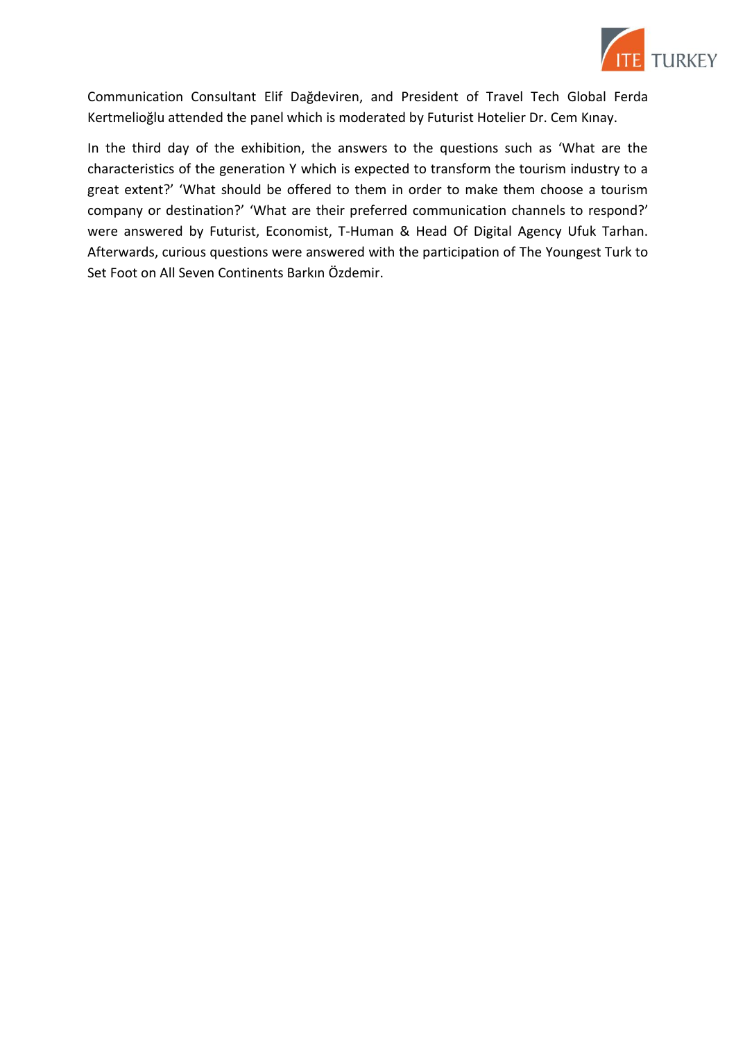Communication Consultant Elif Dağdeviren, and President of Travel Tech Global Ferda Kertmelioğlu attended the panel which is moderated by Futurist Hotelier Dr. Cem Kınay.

In the third day of the exhibition, the answers to the questions such as 'What are the characteristics of the generation Y which is expected to transform the tourism industry to a great extent?' 'What should be offered to them in order to make them choose a tourism company or destination?' 'What are their preferred communication channels to respond?' were answered by Futurist, Economist, T-Human & Head Of Digital Agency Ufuk Tarhan. Afterwards, curious questions were answered with the participation of The Youngest Turk to Set Foot on All Seven Continents Barkın Özdemir.